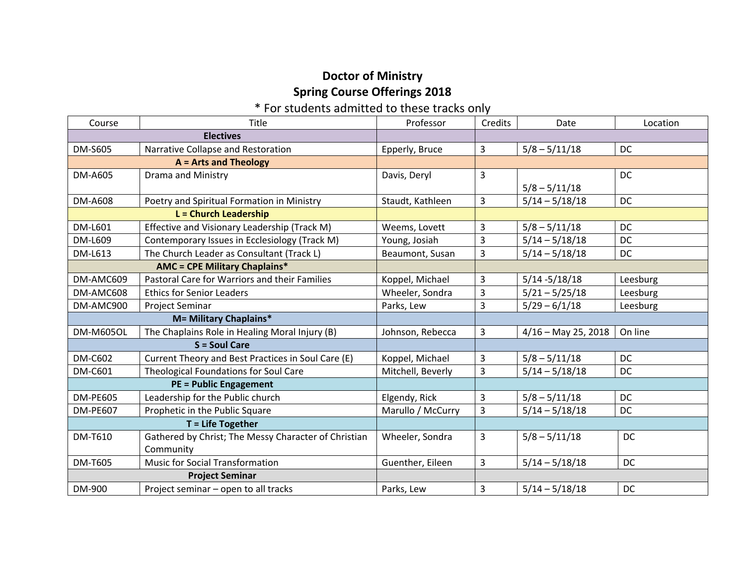# Doctor of Ministry

## Spring Course Offerings 2018

\* For students admitted to these tracks only

| Course | Title | Professor | Credits | Date | Location |
|---|---|---|---|---|---|
| **Electives** | | | | | |
| DM-S605 | Narrative Collapse and Restoration | Epperly, Bruce | 3 | 5/8 – 5/11/18 | DC |
| **A = Arts and Theology** | | | | | |
| DM-A605 | Drama and Ministry | Davis, Deryl | 3 | 5/8 – 5/11/18 | DC |
| DM-A608 | Poetry and Spiritual Formation in Ministry | Staudt, Kathleen | 3 | 5/14 – 5/18/18 | DC |
| **L = Church Leadership** | | | | | |
| DM-L601 | Effective and Visionary Leadership (Track M) | Weems, Lovett | 3 | 5/8 – 5/11/18 | DC |
| DM-L609 | Contemporary Issues in Ecclesiology (Track M) | Young, Josiah | 3 | 5/14 – 5/18/18 | DC |
| DM-L613 | The Church Leader as Consultant (Track L) | Beaumont, Susan | 3 | 5/14 – 5/18/18 | DC |
| **AMC = CPE Military Chaplains*** | | | | | |
| DM-AMC609 | Pastoral Care for Warriors and their Families | Koppel, Michael | 3 | 5/14 -5/18/18 | Leesburg |
| DM-AMC608 | Ethics for Senior Leaders | Wheeler, Sondra | 3 | 5/21 – 5/25/18 | Leesburg |
| DM-AMC900 | Project Seminar | Parks, Lew | 3 | 5/29 – 6/1/18 | Leesburg |
| **M= Military Chaplains*** | | | | | |
| DM-M605OL | The Chaplains Role in Healing Moral Injury (B) | Johnson, Rebecca | 3 | 4/16 – May 25, 2018 | On line |
| **S = Soul Care** | | | | | |
| DM-C602 | Current Theory and Best Practices in Soul Care (E) | Koppel, Michael | 3 | 5/8 – 5/11/18 | DC |
| DM-C601 | Theological Foundations for Soul Care | Mitchell, Beverly | 3 | 5/14 – 5/18/18 | DC |
| **PE = Public Engagement** | | | | | |
| DM-PE605 | Leadership for the Public church | Elgendy, Rick | 3 | 5/8 – 5/11/18 | DC |
| DM-PE607 | Prophetic in the Public Square | Marullo / McCurry | 3 | 5/14 – 5/18/18 | DC |
| **T = Life Together** | | | | | |
| DM-T610 | Gathered by Christ; The Messy Character of Christian Community | Wheeler, Sondra | 3 | 5/8 – 5/11/18 | DC |
| DM-T605 | Music for Social Transformation | Guenther, Eileen | 3 | 5/14 – 5/18/18 | DC |
| **Project Seminar** | | | | | |
| DM-900 | Project seminar – open to all tracks | Parks, Lew | 3 | 5/14 – 5/18/18 | DC |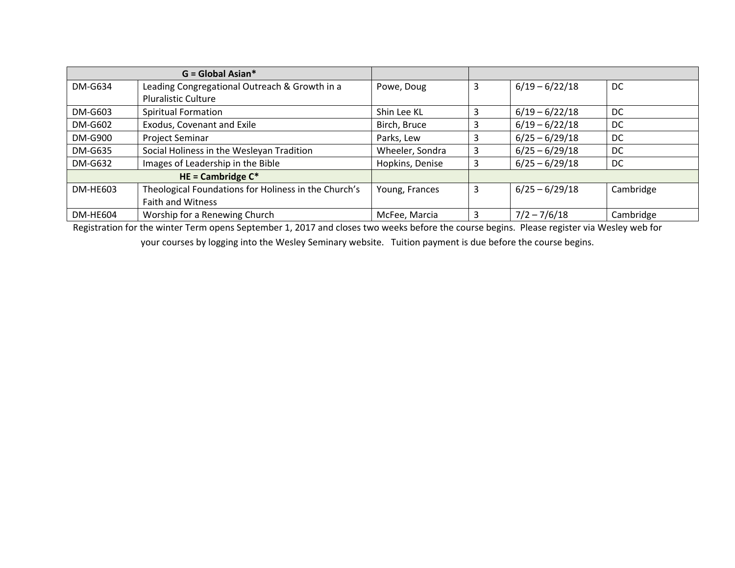| | | | | | |
|---|---|---|---|---|---|
| **G = Global Asian*** | | | | | |
| DM-G634 | Leading Congregational Outreach & Growth in a Pluralistic Culture | Powe, Doug | 3 | 6/19 – 6/22/18 | DC |
| DM-G603 | Spiritual Formation | Shin Lee KL | 3 | 6/19 – 6/22/18 | DC |
| DM-G602 | Exodus, Covenant and Exile | Birch, Bruce | 3 | 6/19 – 6/22/18 | DC |
| DM-G900 | Project Seminar | Parks, Lew | 3 | 6/25 – 6/29/18 | DC |
| DM-G635 | Social Holiness in the Wesleyan Tradition | Wheeler, Sondra | 3 | 6/25 – 6/29/18 | DC |
| DM-G632 | Images of Leadership in the Bible | Hopkins, Denise | 3 | 6/25 – 6/29/18 | DC |
| **HE = Cambridge C*** | | | | | |
| DM-HE603 | Theological Foundations for Holiness in the Church's Faith and Witness | Young, Frances | 3 | 6/25 – 6/29/18 | Cambridge |
| DM-HE604 | Worship for a Renewing Church | McFee, Marcia | 3 | 7/2 – 7/6/18 | Cambridge |

Registration for the winter Term opens September 1, 2017 and closes two weeks before the course begins. Please register via Wesley web for your courses by logging into the Wesley Seminary website. Tuition payment is due before the course begins.